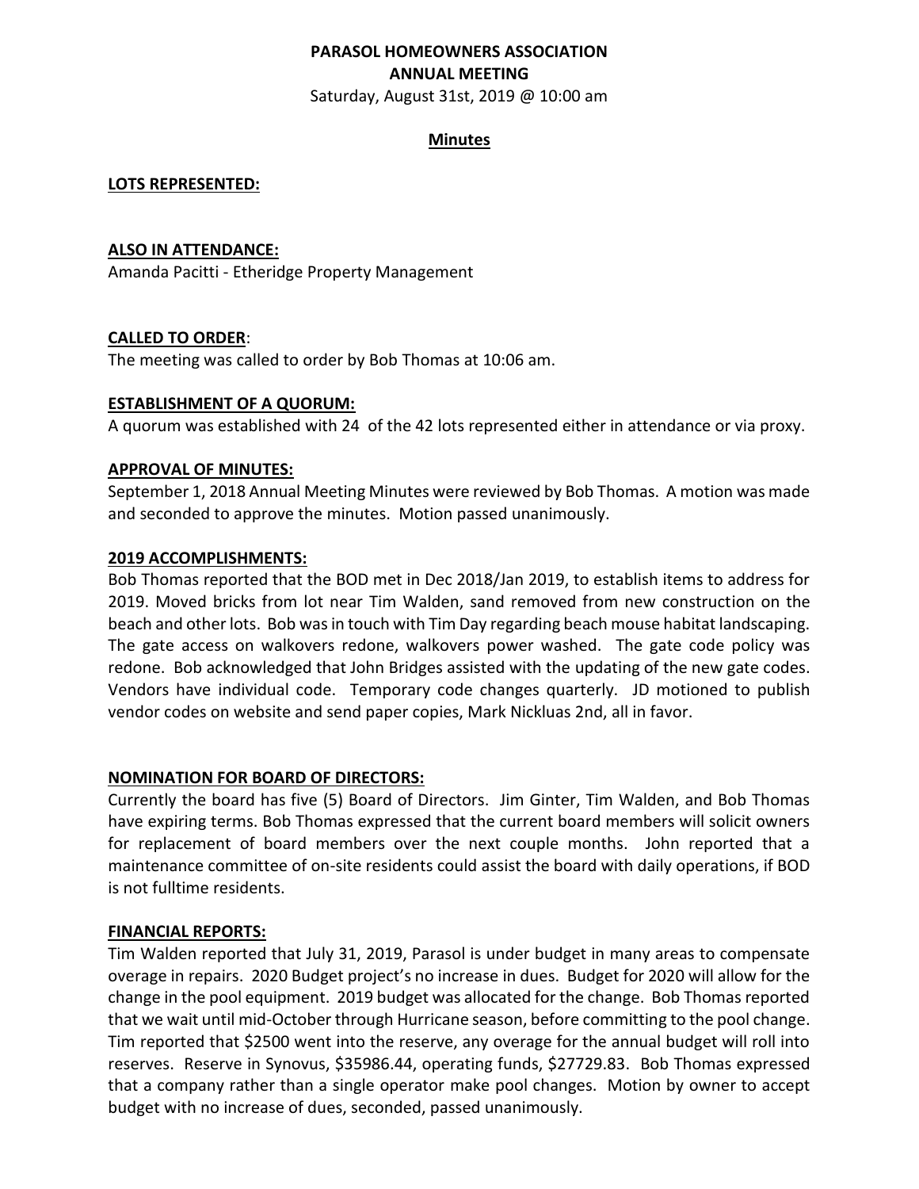**PARASOL HOMEOWNERS ASSOCIATION**
**ANNUAL MEETING**
Saturday, August 31st, 2019 @ 10:00 am

**Minutes**

**LOTS REPRESENTED:**

**ALSO IN ATTENDANCE:**
Amanda Pacitti - Etheridge Property Management

**CALLED TO ORDER**:
The meeting was called to order by Bob Thomas at 10:06 am.

**ESTABLISHMENT OF A QUORUM:**
A quorum was established with 24 of the 42 lots represented either in attendance or via proxy.

**APPROVAL OF MINUTES:**
September 1, 2018 Annual Meeting Minutes were reviewed by Bob Thomas. A motion was made and seconded to approve the minutes. Motion passed unanimously.

**2019 ACCOMPLISHMENTS:**
Bob Thomas reported that the BOD met in Dec 2018/Jan 2019, to establish items to address for 2019. Moved bricks from lot near Tim Walden, sand removed from new construction on the beach and other lots. Bob was in touch with Tim Day regarding beach mouse habitat landscaping. The gate access on walkovers redone, walkovers power washed. The gate code policy was redone. Bob acknowledged that John Bridges assisted with the updating of the new gate codes. Vendors have individual code. Temporary code changes quarterly. JD motioned to publish vendor codes on website and send paper copies, Mark Nickluas 2nd, all in favor.

**NOMINATION FOR BOARD OF DIRECTORS:**
Currently the board has five (5) Board of Directors. Jim Ginter, Tim Walden, and Bob Thomas have expiring terms. Bob Thomas expressed that the current board members will solicit owners for replacement of board members over the next couple months. John reported that a maintenance committee of on-site residents could assist the board with daily operations, if BOD is not fulltime residents.

**FINANCIAL REPORTS:**
Tim Walden reported that July 31, 2019, Parasol is under budget in many areas to compensate overage in repairs. 2020 Budget project's no increase in dues. Budget for 2020 will allow for the change in the pool equipment. 2019 budget was allocated for the change. Bob Thomas reported that we wait until mid-October through Hurricane season, before committing to the pool change. Tim reported that $2500 went into the reserve, any overage for the annual budget will roll into reserves. Reserve in Synovus, $35986.44, operating funds, $27729.83. Bob Thomas expressed that a company rather than a single operator make pool changes. Motion by owner to accept budget with no increase of dues, seconded, passed unanimously.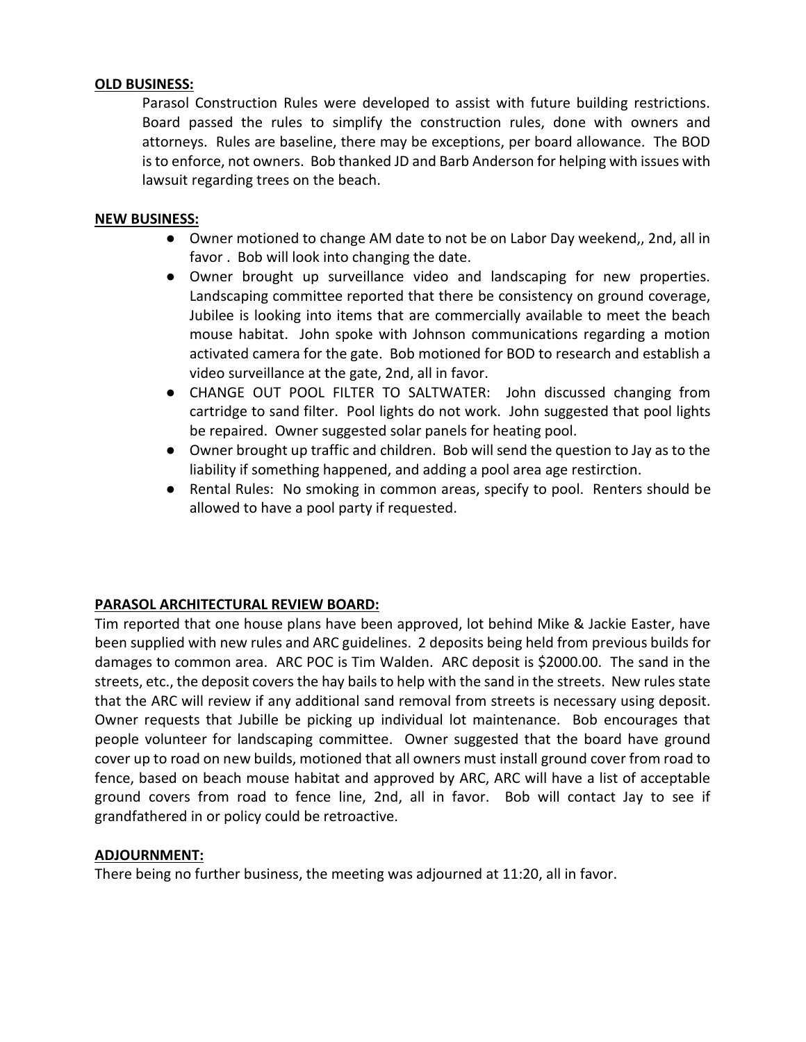**OLD BUSINESS:**

Parasol Construction Rules were developed to assist with future building restrictions. Board passed the rules to simplify the construction rules, done with owners and attorneys. Rules are baseline, there may be exceptions, per board allowance. The BOD is to enforce, not owners. Bob thanked JD and Barb Anderson for helping with issues with lawsuit regarding trees on the beach.

**NEW BUSINESS:**

- Owner motioned to change AM date to not be on Labor Day weekend,, 2nd, all in favor . Bob will look into changing the date.
- Owner brought up surveillance video and landscaping for new properties. Landscaping committee reported that there be consistency on ground coverage, Jubilee is looking into items that are commercially available to meet the beach mouse habitat. John spoke with Johnson communications regarding a motion activated camera for the gate. Bob motioned for BOD to research and establish a video surveillance at the gate, 2nd, all in favor.
- CHANGE OUT POOL FILTER TO SALTWATER: John discussed changing from cartridge to sand filter. Pool lights do not work. John suggested that pool lights be repaired. Owner suggested solar panels for heating pool.
- Owner brought up traffic and children. Bob will send the question to Jay as to the liability if something happened, and adding a pool area age restirction.
- Rental Rules: No smoking in common areas, specify to pool. Renters should be allowed to have a pool party if requested.

**PARASOL ARCHITECTURAL REVIEW BOARD:**

Tim reported that one house plans have been approved, lot behind Mike & Jackie Easter, have been supplied with new rules and ARC guidelines. 2 deposits being held from previous builds for damages to common area. ARC POC is Tim Walden. ARC deposit is $2000.00. The sand in the streets, etc., the deposit covers the hay bails to help with the sand in the streets. New rules state that the ARC will review if any additional sand removal from streets is necessary using deposit. Owner requests that Jubille be picking up individual lot maintenance. Bob encourages that people volunteer for landscaping committee. Owner suggested that the board have ground cover up to road on new builds, motioned that all owners must install ground cover from road to fence, based on beach mouse habitat and approved by ARC, ARC will have a list of acceptable ground covers from road to fence line, 2nd, all in favor. Bob will contact Jay to see if grandfathered in or policy could be retroactive.

**ADJOURNMENT:**

There being no further business, the meeting was adjourned at 11:20, all in favor.